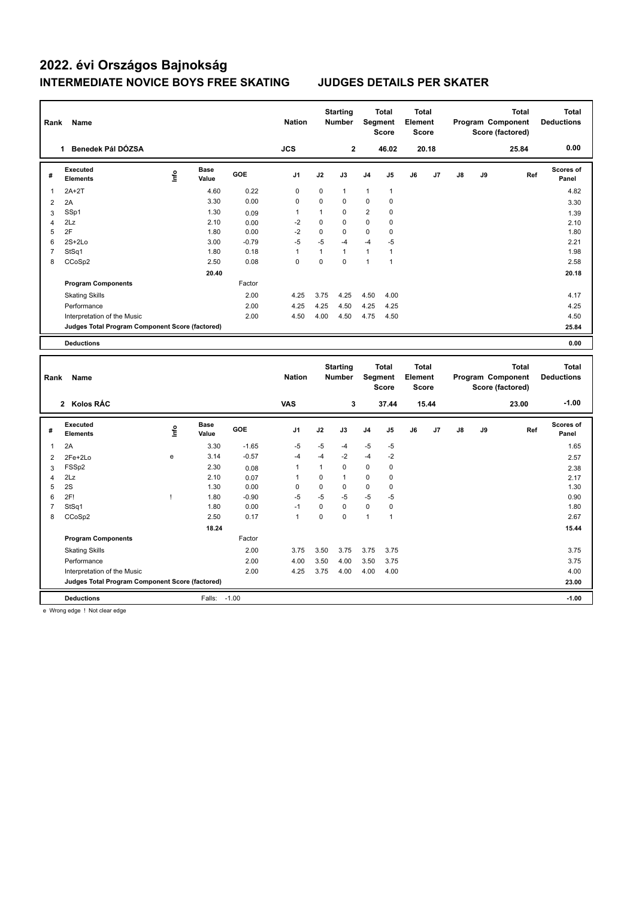# 2022. évi Országos Bajnokság

## INTERMEDIATE NOVICE BOYS FREE SKATING JUDGES DETAILS PER SKATER

| Rank | Name | Nation | Starting Number | Total Segment Score | Total Element Score | Total Program Component Score (factored) | Total Deductions |
|---|---|---|---|---|---|---|---|
| 1 | Benedek Pál DÓZSA | JCS | 2 | 46.02 | 20.18 | 25.84 | 0.00 |

| # | Executed Elements | Info | Base Value | GOE | J1 | J2 | J3 | J4 | J5 | J6 | J7 | J8 | J9 | Ref | Scores of Panel |
|---|---|---|---|---|---|---|---|---|---|---|---|---|---|---|---|
| 1 | 2A+2T | | 4.60 | 0.22 | 0 | 0 | 1 | 1 | 1 | | | | | | 4.82 |
| 2 | 2A | | 3.30 | 0.00 | 0 | 0 | 0 | 0 | 0 | | | | | | 3.30 |
| 3 | SSp1 | | 1.30 | 0.09 | 1 | 1 | 0 | 2 | 0 | | | | | | 1.39 |
| 4 | 2Lz | | 2.10 | 0.00 | -2 | 0 | 0 | 0 | 0 | | | | | | 2.10 |
| 5 | 2F | | 1.80 | 0.00 | -2 | 0 | 0 | 0 | 0 | | | | | | 1.80 |
| 6 | 2S+2Lo | | 3.00 | -0.79 | -5 | -5 | -4 | -4 | -5 | | | | | | 2.21 |
| 7 | StSq1 | | 1.80 | 0.18 | 1 | 1 | 1 | 1 | 1 | | | | | | 1.98 |
| 8 | CCoSp2 | | 2.50 | 0.08 | 0 | 0 | 0 | 1 | 1 | | | | | | 2.58 |
| | | | 20.40 | | | | | | | | | | | | 20.18 |
| | **Program Components** | | | Factor | | | | | | | | | | | |
| | Skating Skills | | | 2.00 | 4.25 | 3.75 | 4.25 | 4.50 | 4.00 | | | | | | 4.17 |
| | Performance | | | 2.00 | 4.25 | 4.25 | 4.50 | 4.25 | 4.25 | | | | | | 4.25 |
| | Interpretation of the Music | | | 2.00 | 4.50 | 4.00 | 4.50 | 4.75 | 4.50 | | | | | | 4.50 |
| | **Judges Total Program Component Score (factored)** | | | | | | | | | | | | | | 25.84 |
| | **Deductions** | | | | | | | | | | | | | | 0.00 |

| Rank | Name | Nation | Starting Number | Total Segment Score | Total Element Score | Total Program Component Score (factored) | Total Deductions |
|---|---|---|---|---|---|---|---|
| 2 | Kolos RÁC | VAS | 3 | 37.44 | 15.44 | 23.00 | -1.00 |

| # | Executed Elements | Info | Base Value | GOE | J1 | J2 | J3 | J4 | J5 | J6 | J7 | J8 | J9 | Ref | Scores of Panel |
|---|---|---|---|---|---|---|---|---|---|---|---|---|---|---|---|
| 1 | 2A | | 3.30 | -1.65 | -5 | -5 | -4 | -5 | -5 | | | | | | 1.65 |
| 2 | 2Fe+2Lo | e | 3.14 | -0.57 | -4 | -4 | -2 | -4 | -2 | | | | | | 2.57 |
| 3 | FSSp2 | | 2.30 | 0.08 | 1 | 1 | 0 | 0 | 0 | | | | | | 2.38 |
| 4 | 2Lz | | 2.10 | 0.07 | 1 | 0 | 1 | 0 | 0 | | | | | | 2.17 |
| 5 | 2S | | 1.30 | 0.00 | 0 | 0 | 0 | 0 | 0 | | | | | | 1.30 |
| 6 | 2F! | ! | 1.80 | -0.90 | -5 | -5 | -5 | -5 | -5 | | | | | | 0.90 |
| 7 | StSq1 | | 1.80 | 0.00 | -1 | 0 | 0 | 0 | 0 | | | | | | 1.80 |
| 8 | CCoSp2 | | 2.50 | 0.17 | 1 | 0 | 0 | 1 | 1 | | | | | | 2.67 |
| | | | 18.24 | | | | | | | | | | | | 15.44 |
| | **Program Components** | | | Factor | | | | | | | | | | | |
| | Skating Skills | | | 2.00 | 3.75 | 3.50 | 3.75 | 3.75 | 3.75 | | | | | | 3.75 |
| | Performance | | | 2.00 | 4.00 | 3.50 | 4.00 | 3.50 | 3.75 | | | | | | 3.75 |
| | Interpretation of the Music | | | 2.00 | 4.25 | 3.75 | 4.00 | 4.00 | 4.00 | | | | | | 4.00 |
| | **Judges Total Program Component Score (factored)** | | | | | | | | | | | | | | 23.00 |
| | **Deductions** | | Falls: | -1.00 | | | | | | | | | | | -1.00 |

e Wrong edge ! Not clear edge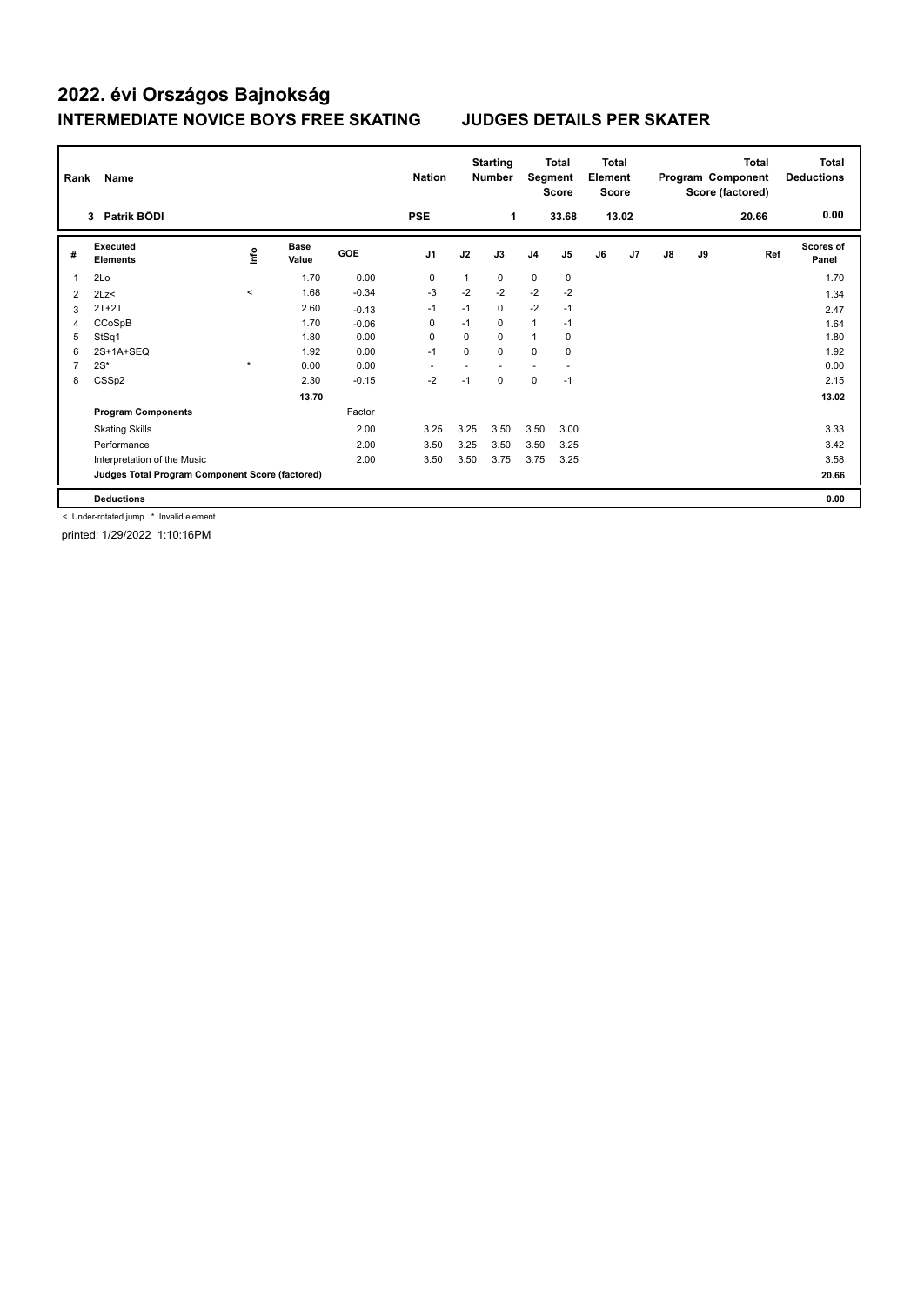# 2022. évi Országos Bajnokság

## INTERMEDIATE NOVICE BOYS FREE SKATING JUDGES DETAILS PER SKATER

| Rank | Name | Nation | Starting Number | Total Segment Score | Total Element Score | Total Program Component Score (factored) | Total Deductions |
|---|---|---|---|---|---|---|---|
| 3 | Patrik BÖDI | PSE | 1 | 33.68 | 13.02 | 20.66 | 0.00 |

| # | Executed Elements | Info | Base Value | GOE | J1 | J2 | J3 | J4 | J5 | J6 | J7 | J8 | J9 | Ref | Scores of Panel |
|---|---|---|---|---|---|---|---|---|---|---|---|---|---|---|---|
| 1 | 2Lo | | 1.70 | 0.00 | 0 | 1 | 0 | 0 | 0 | | | | | | 1.70 |
| 2 | 2Lz< | < | 1.68 | -0.34 | -3 | -2 | -2 | -2 | -2 | | | | | | 1.34 |
| 3 | 2T+2T | | 2.60 | -0.13 | -1 | -1 | 0 | -2 | -1 | | | | | | 2.47 |
| 4 | CCoSpB | | 1.70 | -0.06 | 0 | -1 | 0 | 1 | -1 | | | | | | 1.64 |
| 5 | StSq1 | | 1.80 | 0.00 | 0 | 0 | 0 | 1 | 0 | | | | | | 1.80 |
| 6 | 2S+1A+SEQ | | 1.92 | 0.00 | -1 | 0 | 0 | 0 | 0 | | | | | | 1.92 |
| 7 | 2S* | * | 0.00 | 0.00 | - | - | - | - | - | | | | | | 0.00 |
| 8 | CSSp2 | | 2.30 | -0.15 | -2 | -1 | 0 | 0 | -1 | | | | | | 2.15 |
| | | | 13.70 | | | | | | | | | | | | 13.02 |
| | **Program Components** | | | Factor | | | | | | | | | | | |
| | Skating Skills | | | 2.00 | 3.25 | 3.25 | 3.50 | 3.50 | 3.00 | | | | | | 3.33 |
| | Performance | | | 2.00 | 3.50 | 3.25 | 3.50 | 3.50 | 3.25 | | | | | | 3.42 |
| | Interpretation of the Music | | | 2.00 | 3.50 | 3.50 | 3.75 | 3.75 | 3.25 | | | | | | 3.58 |
| | **Judges Total Program Component Score (factored)** | | | | | | | | | | | | | | 20.66 |
| | **Deductions** | | | | | | | | | | | | | | 0.00 |

< Under-rotated jump * Invalid element

printed: 1/29/2022 1:10:16PM